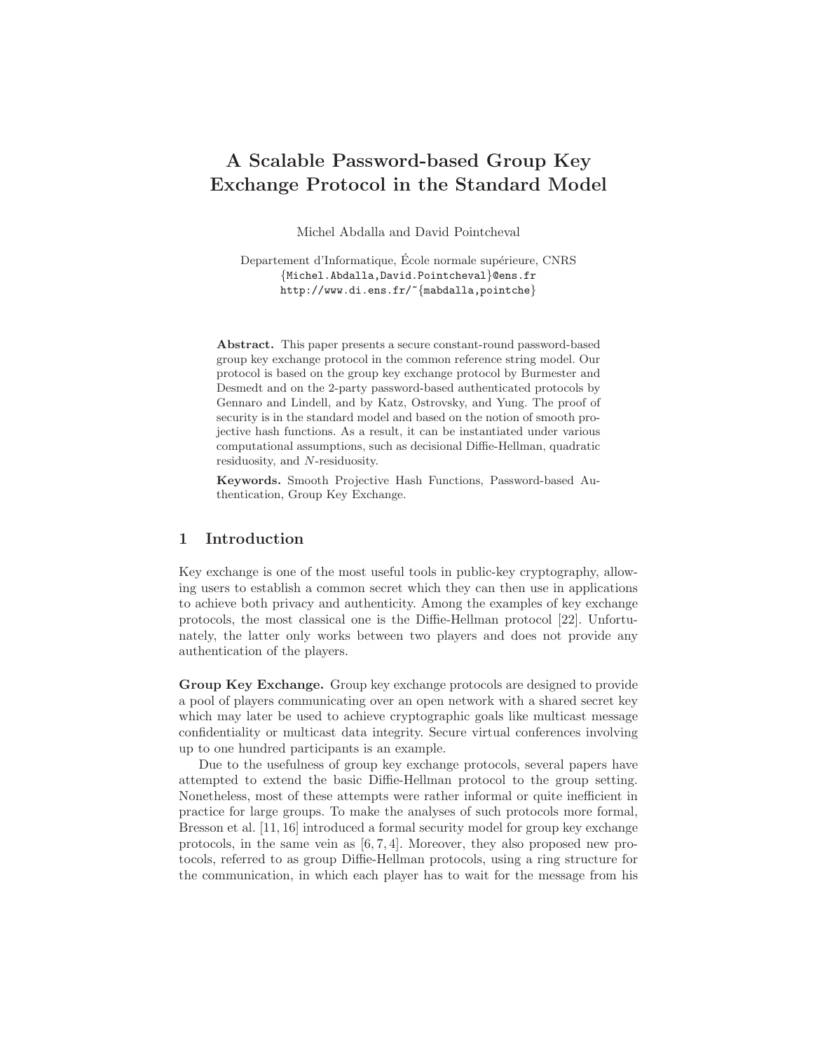# A Scalable Password-based Group Key Exchange Protocol in the Standard Model

Michel Abdalla and David Pointcheval

Departement d'Informatique, École normale supérieure, CNRS
{Michel.Abdalla,David.Pointcheval}@ens.fr
http://www.di.ens.fr/~{mabdalla,pointche}

**Abstract.** This paper presents a secure constant-round password-based group key exchange protocol in the common reference string model. Our protocol is based on the group key exchange protocol by Burmester and Desmedt and on the 2-party password-based authenticated protocols by Gennaro and Lindell, and by Katz, Ostrovsky, and Yung. The proof of security is in the standard model and based on the notion of smooth projective hash functions. As a result, it can be instantiated under various computational assumptions, such as decisional Diffie-Hellman, quadratic residuosity, and $N$-residuosity.

**Keywords.** Smooth Projective Hash Functions, Password-based Authentication, Group Key Exchange.

## 1 Introduction

Key exchange is one of the most useful tools in public-key cryptography, allowing users to establish a common secret which they can then use in applications to achieve both privacy and authenticity. Among the examples of key exchange protocols, the most classical one is the Diffie-Hellman protocol [22]. Unfortunately, the latter only works between two players and does not provide any authentication of the players.

**Group Key Exchange.** Group key exchange protocols are designed to provide a pool of players communicating over an open network with a shared secret key which may later be used to achieve cryptographic goals like multicast message confidentiality or multicast data integrity. Secure virtual conferences involving up to one hundred participants is an example.

Due to the usefulness of group key exchange protocols, several papers have attempted to extend the basic Diffie-Hellman protocol to the group setting. Nonetheless, most of these attempts were rather informal or quite inefficient in practice for large groups. To make the analyses of such protocols more formal, Bresson et al. [11, 16] introduced a formal security model for group key exchange protocols, in the same vein as [6, 7, 4]. Moreover, they also proposed new protocols, referred to as group Diffie-Hellman protocols, using a ring structure for the communication, in which each player has to wait for the message from his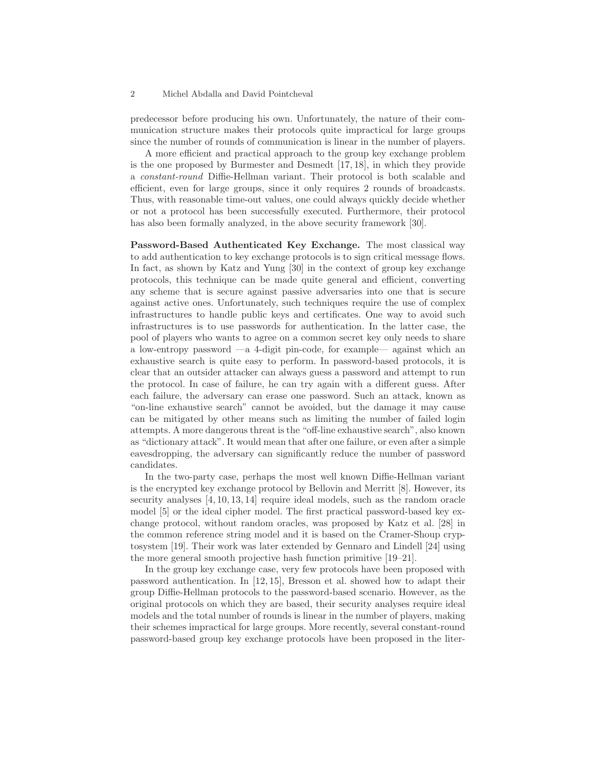predecessor before producing his own. Unfortunately, the nature of their communication structure makes their protocols quite impractical for large groups since the number of rounds of communication is linear in the number of players.

A more efficient and practical approach to the group key exchange problem is the one proposed by Burmester and Desmedt [17, 18], in which they provide a *constant-round* Diffie-Hellman variant. Their protocol is both scalable and efficient, even for large groups, since it only requires 2 rounds of broadcasts. Thus, with reasonable time-out values, one could always quickly decide whether or not a protocol has been successfully executed. Furthermore, their protocol has also been formally analyzed, in the above security framework [30].

**Password-Based Authenticated Key Exchange.** The most classical way to add authentication to key exchange protocols is to sign critical message flows. In fact, as shown by Katz and Yung [30] in the context of group key exchange protocols, this technique can be made quite general and efficient, converting any scheme that is secure against passive adversaries into one that is secure against active ones. Unfortunately, such techniques require the use of complex infrastructures to handle public keys and certificates. One way to avoid such infrastructures is to use passwords for authentication. In the latter case, the pool of players who wants to agree on a common secret key only needs to share a low-entropy password —a 4-digit pin-code, for example— against which an exhaustive search is quite easy to perform. In password-based protocols, it is clear that an outsider attacker can always guess a password and attempt to run the protocol. In case of failure, he can try again with a different guess. After each failure, the adversary can erase one password. Such an attack, known as "on-line exhaustive search" cannot be avoided, but the damage it may cause can be mitigated by other means such as limiting the number of failed login attempts. A more dangerous threat is the "off-line exhaustive search", also known as "dictionary attack". It would mean that after one failure, or even after a simple eavesdropping, the adversary can significantly reduce the number of password candidates.

In the two-party case, perhaps the most well known Diffie-Hellman variant is the encrypted key exchange protocol by Bellovin and Merritt [8]. However, its security analyses [4, 10, 13, 14] require ideal models, such as the random oracle model [5] or the ideal cipher model. The first practical password-based key exchange protocol, without random oracles, was proposed by Katz et al. [28] in the common reference string model and it is based on the Cramer-Shoup cryptosystem [19]. Their work was later extended by Gennaro and Lindell [24] using the more general smooth projective hash function primitive [19–21].

In the group key exchange case, very few protocols have been proposed with password authentication. In [12, 15], Bresson et al. showed how to adapt their group Diffie-Hellman protocols to the password-based scenario. However, as the original protocols on which they are based, their security analyses require ideal models and the total number of rounds is linear in the number of players, making their schemes impractical for large groups. More recently, several constant-round password-based group key exchange protocols have been proposed in the liter-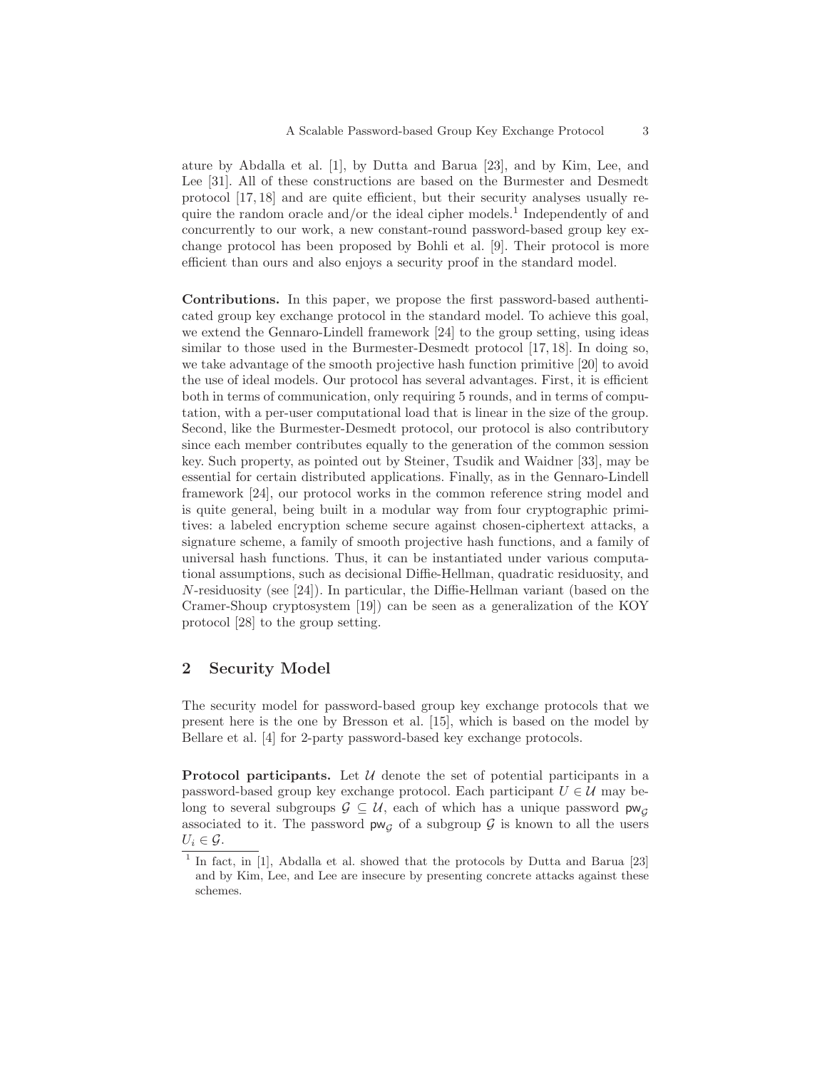ature by Abdalla et al. [1], by Dutta and Barua [23], and by Kim, Lee, and Lee [31]. All of these constructions are based on the Burmester and Desmedt protocol [17, 18] and are quite efficient, but their security analyses usually require the random oracle and/or the ideal cipher models.[1] Independently of and concurrently to our work, a new constant-round password-based group key exchange protocol has been proposed by Bohli et al. [9]. Their protocol is more efficient than ours and also enjoys a security proof in the standard model.

**Contributions.** In this paper, we propose the first password-based authenticated group key exchange protocol in the standard model. To achieve this goal, we extend the Gennaro-Lindell framework [24] to the group setting, using ideas similar to those used in the Burmester-Desmedt protocol [17, 18]. In doing so, we take advantage of the smooth projective hash function primitive [20] to avoid the use of ideal models. Our protocol has several advantages. First, it is efficient both in terms of communication, only requiring 5 rounds, and in terms of computation, with a per-user computational load that is linear in the size of the group. Second, like the Burmester-Desmedt protocol, our protocol is also contributory since each member contributes equally to the generation of the common session key. Such property, as pointed out by Steiner, Tsudik and Waidner [33], may be essential for certain distributed applications. Finally, as in the Gennaro-Lindell framework [24], our protocol works in the common reference string model and is quite general, being built in a modular way from four cryptographic primitives: a labeled encryption scheme secure against chosen-ciphertext attacks, a signature scheme, a family of smooth projective hash functions, and a family of universal hash functions. Thus, it can be instantiated under various computational assumptions, such as decisional Diffie-Hellman, quadratic residuosity, and $N$-residuosity (see [24]). In particular, the Diffie-Hellman variant (based on the Cramer-Shoup cryptosystem [19]) can be seen as a generalization of the KOY protocol [28] to the group setting.

## 2 Security Model

The security model for password-based group key exchange protocols that we present here is the one by Bresson et al. [15], which is based on the model by Bellare et al. [4] for 2-party password-based key exchange protocols.

**Protocol participants.** Let $\mathcal{U}$ denote the set of potential participants in a password-based group key exchange protocol. Each participant $U \in \mathcal{U}$ may belong to several subgroups $\mathcal{G} \subseteq \mathcal{U}$, each of which has a unique password $\mathsf{pw}_{\mathcal{G}}$ associated to it. The password $\mathsf{pw}_{\mathcal{G}}$ of a subgroup $\mathcal{G}$ is known to all the users $U_i \in \mathcal{G}$.

[1] In fact, in [1], Abdalla et al. showed that the protocols by Dutta and Barua [23] and by Kim, Lee, and Lee are insecure by presenting concrete attacks against these schemes.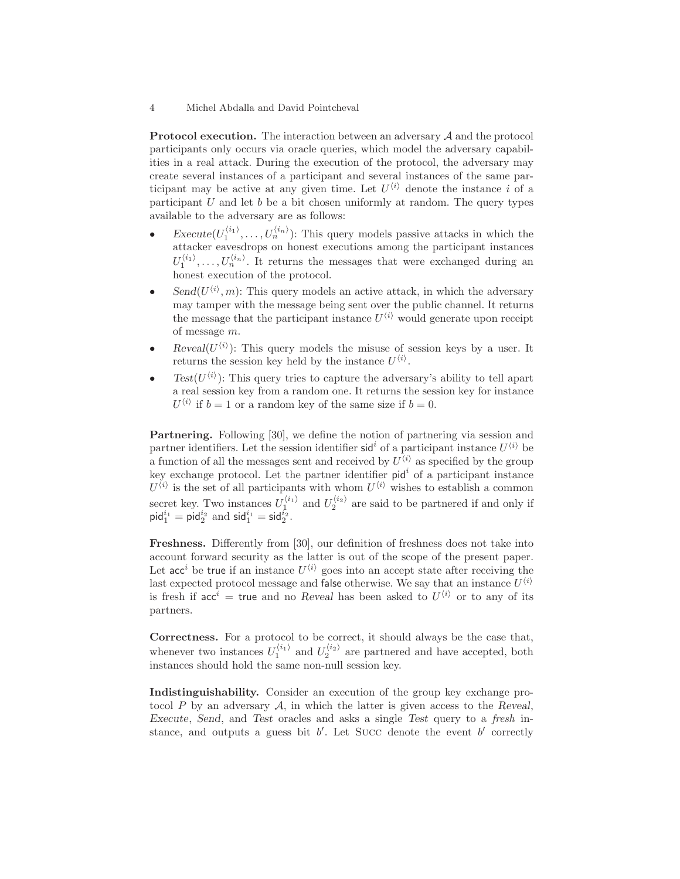**Protocol execution.** The interaction between an adversary $\mathcal{A}$ and the protocol participants only occurs via oracle queries, which model the adversary capabilities in a real attack. During the execution of the protocol, the adversary may create several instances of a participant and several instances of the same participant may be active at any given time. Let $U^{\langle i \rangle}$ denote the instance $i$ of a participant $U$ and let $b$ be a bit chosen uniformly at random. The query types available to the adversary are as follows:

- $\mathit{Execute}(U_1^{\langle i_1 \rangle}, \ldots, U_n^{\langle i_n \rangle})$: This query models passive attacks in which the attacker eavesdrops on honest executions among the participant instances $U_1^{\langle i_1 \rangle}, \ldots, U_n^{\langle i_n \rangle}$. It returns the messages that were exchanged during an honest execution of the protocol.
- $\mathit{Send}(U^{\langle i \rangle}, m)$: This query models an active attack, in which the adversary may tamper with the message being sent over the public channel. It returns the message that the participant instance $U^{\langle i \rangle}$ would generate upon receipt of message $m$.
- $\mathit{Reveal}(U^{\langle i \rangle})$: This query models the misuse of session keys by a user. It returns the session key held by the instance $U^{\langle i \rangle}$.
- $\mathit{Test}(U^{\langle i \rangle})$: This query tries to capture the adversary's ability to tell apart a real session key from a random one. It returns the session key for instance $U^{\langle i \rangle}$ if $b = 1$ or a random key of the same size if $b = 0$.

**Partnering.** Following [30], we define the notion of partnering via session and partner identifiers. Let the session identifier $\mathsf{sid}^i$ of a participant instance $U^{\langle i \rangle}$ be a function of all the messages sent and received by $U^{\langle i \rangle}$ as specified by the group key exchange protocol. Let the partner identifier $\mathsf{pid}^i$ of a participant instance $U^{\langle i \rangle}$ is the set of all participants with whom $U^{\langle i \rangle}$ wishes to establish a common secret key. Two instances $U_1^{\langle i_1 \rangle}$ and $U_2^{\langle i_2 \rangle}$ are said to be partnered if and only if $\mathsf{pid}_1^{i_1} = \mathsf{pid}_2^{i_2}$ and $\mathsf{sid}_1^{i_1} = \mathsf{sid}_2^{i_2}$.

**Freshness.** Differently from [30], our definition of freshness does not take into account forward security as the latter is out of the scope of the present paper. Let $\mathsf{acc}^i$ be $\mathsf{true}$ if an instance $U^{\langle i \rangle}$ goes into an accept state after receiving the last expected protocol message and $\mathsf{false}$ otherwise. We say that an instance $U^{\langle i \rangle}$ is fresh if $\mathsf{acc}^i = \mathsf{true}$ and no *Reveal* has been asked to $U^{\langle i \rangle}$ or to any of its partners.

**Correctness.** For a protocol to be correct, it should always be the case that, whenever two instances $U_1^{\langle i_1 \rangle}$ and $U_2^{\langle i_2 \rangle}$ are partnered and have accepted, both instances should hold the same non-null session key.

**Indistinguishability.** Consider an execution of the group key exchange protocol $P$ by an adversary $\mathcal{A}$, in which the latter is given access to the *Reveal*, *Execute*, *Send*, and *Test* oracles and asks a single *Test* query to a *fresh* instance, and outputs a guess bit $b'$. Let SUCC denote the event $b'$ correctly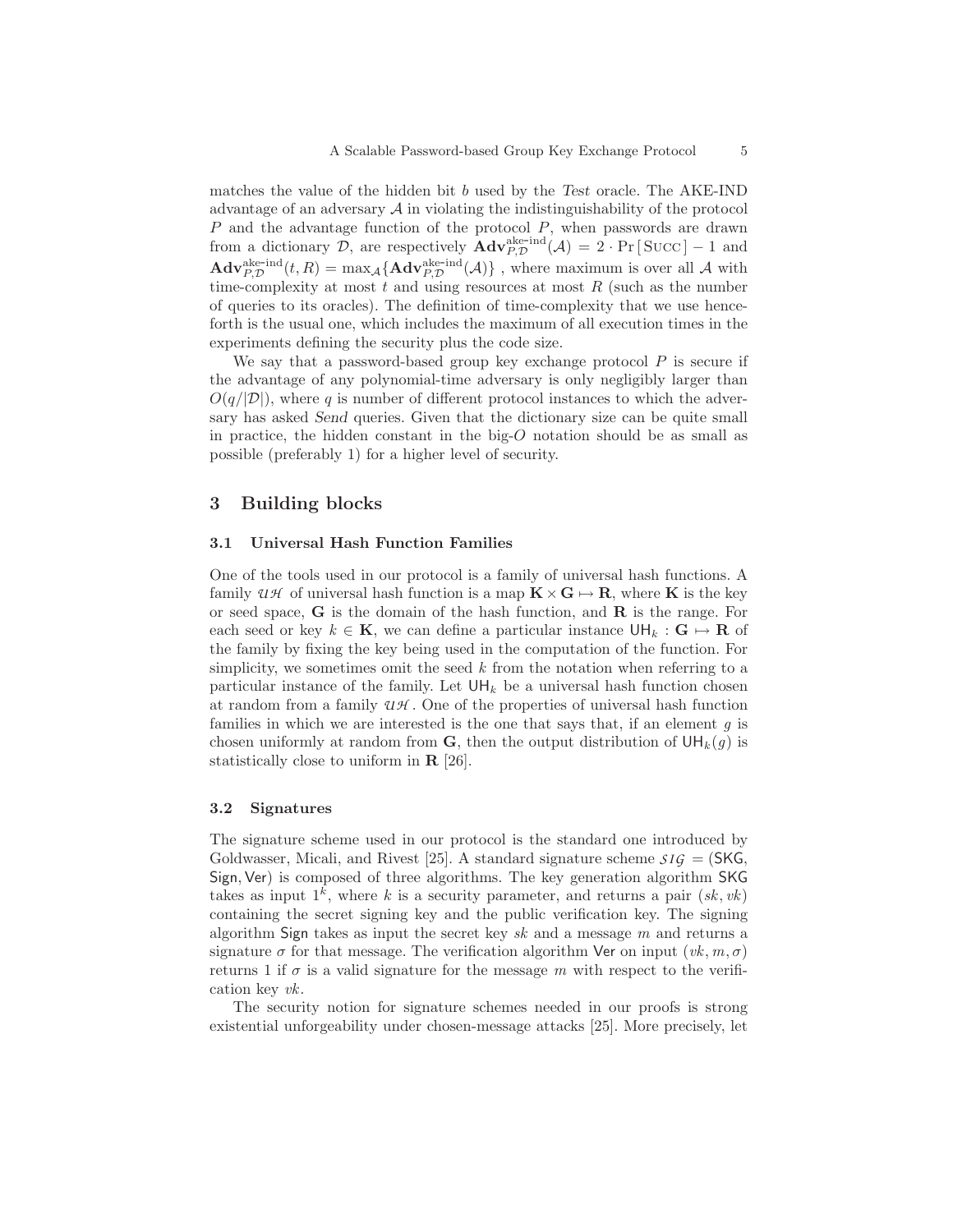matches the value of the hidden bit $b$ used by the *Test* oracle. The AKE-IND advantage of an adversary $\mathcal{A}$ in violating the indistinguishability of the protocol $P$ and the advantage function of the protocol $P$, when passwords are drawn from a dictionary $\mathcal{D}$, are respectively $\mathbf{Adv}^{\text{ake-ind}}_{P,\mathcal{D}}(\mathcal{A}) = 2 \cdot \Pr[\,\text{Succ}\,] - 1$ and $\mathbf{Adv}^{\text{ake-ind}}_{P,\mathcal{D}}(t, R) = \max_{\mathcal{A}}\{\mathbf{Adv}^{\text{ake-ind}}_{P,\mathcal{D}}(\mathcal{A})\}$ , where maximum is over all $\mathcal{A}$ with time-complexity at most $t$ and using resources at most $R$ (such as the number of queries to its oracles). The definition of time-complexity that we use henceforth is the usual one, which includes the maximum of all execution times in the experiments defining the security plus the code size.

We say that a password-based group key exchange protocol $P$ is secure if the advantage of any polynomial-time adversary is only negligibly larger than $O(q/|\mathcal{D}|)$, where $q$ is number of different protocol instances to which the adversary has asked *Send* queries. Given that the dictionary size can be quite small in practice, the hidden constant in the big-$O$ notation should be as small as possible (preferably 1) for a higher level of security.

## 3 Building blocks

### 3.1 Universal Hash Function Families

One of the tools used in our protocol is a family of universal hash functions. A family $\mathcal{UH}$ of universal hash function is a map $\mathbf{K} \times \mathbf{G} \mapsto \mathbf{R}$, where $\mathbf{K}$ is the key or seed space, $\mathbf{G}$ is the domain of the hash function, and $\mathbf{R}$ is the range. For each seed or key $k \in \mathbf{K}$, we can define a particular instance $\mathsf{UH}_k : \mathbf{G} \mapsto \mathbf{R}$ of the family by fixing the key being used in the computation of the function. For simplicity, we sometimes omit the seed $k$ from the notation when referring to a particular instance of the family. Let $\mathsf{UH}_k$ be a universal hash function chosen at random from a family $\mathcal{UH}$. One of the properties of universal hash function families in which we are interested is the one that says that, if an element $g$ is chosen uniformly at random from $\mathbf{G}$, then the output distribution of $\mathsf{UH}_k(g)$ is statistically close to uniform in $\mathbf{R}$ [26].

### 3.2 Signatures

The signature scheme used in our protocol is the standard one introduced by Goldwasser, Micali, and Rivest [25]. A standard signature scheme $\mathcal{SIG} = (\mathsf{SKG}, \mathsf{Sign}, \mathsf{Ver})$ is composed of three algorithms. The key generation algorithm $\mathsf{SKG}$ takes as input $1^k$, where $k$ is a security parameter, and returns a pair $(sk, vk)$ containing the secret signing key and the public verification key. The signing algorithm $\mathsf{Sign}$ takes as input the secret key $sk$ and a message $m$ and returns a signature $\sigma$ for that message. The verification algorithm $\mathsf{Ver}$ on input $(vk, m, \sigma)$ returns 1 if $\sigma$ is a valid signature for the message $m$ with respect to the verification key $vk$.

The security notion for signature schemes needed in our proofs is strong existential unforgeability under chosen-message attacks [25]. More precisely, let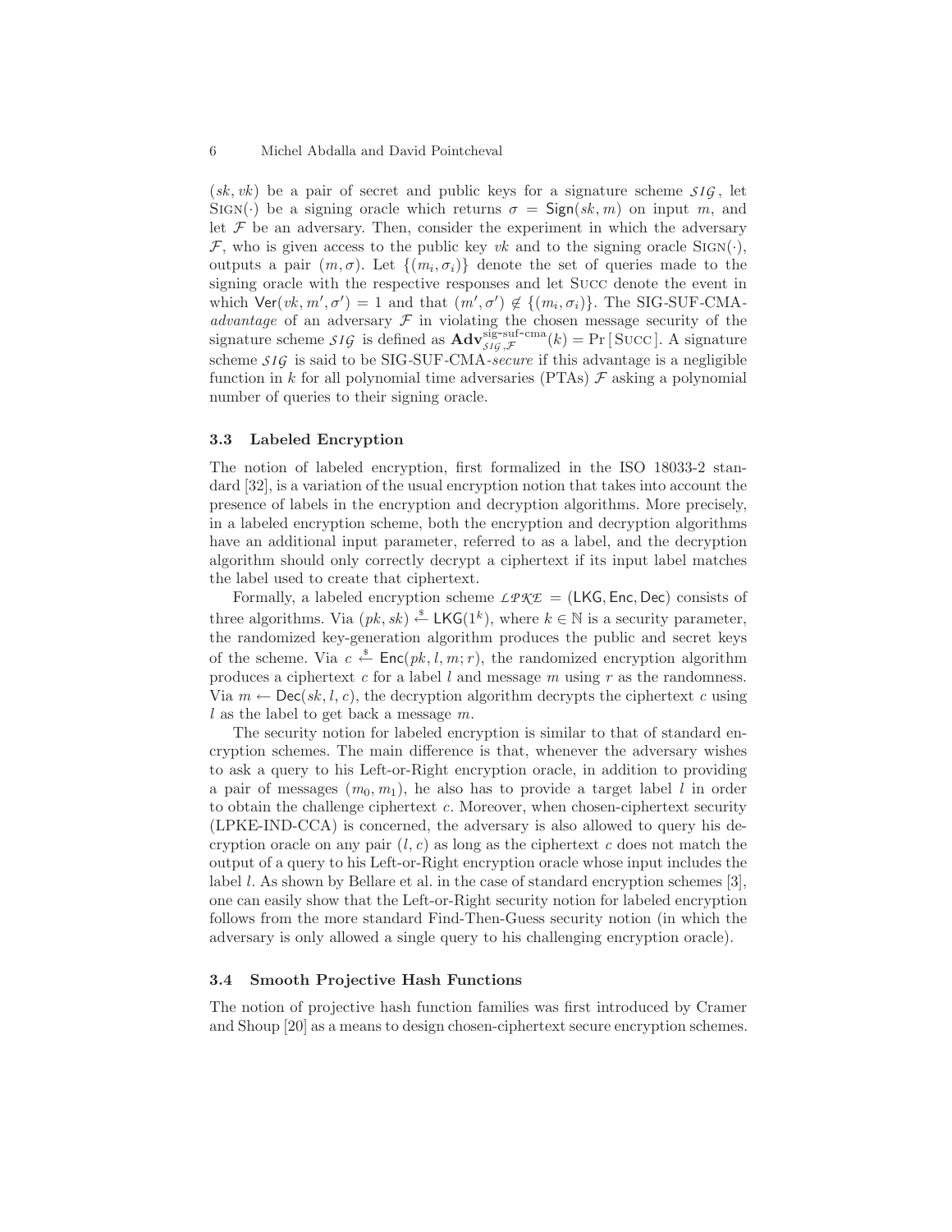$(sk, vk)$ be a pair of secret and public keys for a signature scheme $\mathcal{SIG}$, let $\text{SIGN}(\cdot)$ be a signing oracle which returns $\sigma = \mathsf{Sign}(sk, m)$ on input $m$, and let $\mathcal{F}$ be an adversary. Then, consider the experiment in which the adversary $\mathcal{F}$, who is given access to the public key $vk$ and to the signing oracle $\text{SIGN}(\cdot)$, outputs a pair $(m, \sigma)$. Let $\{(m_i, \sigma_i)\}$ denote the set of queries made to the signing oracle with the respective responses and let SUCC denote the event in which $\mathsf{Ver}(vk, m', \sigma') = 1$ and that $(m', \sigma') \notin \{(m_i, \sigma_i)\}$. The SIG-SUF-CMA-*advantage* of an adversary $\mathcal{F}$ in violating the chosen message security of the signature scheme $\mathcal{SIG}$ is defined as $\mathbf{Adv}^{\text{sig-suf-cma}}_{\mathcal{SIG},\mathcal{F}}(k) = \Pr[\,\text{SUCC}\,]$. A signature scheme $\mathcal{SIG}$ is said to be SIG-SUF-CMA-*secure* if this advantage is a negligible function in $k$ for all polynomial time adversaries (PTAs) $\mathcal{F}$ asking a polynomial number of queries to their signing oracle.

### 3.3 Labeled Encryption

The notion of labeled encryption, first formalized in the ISO 18033-2 standard [32], is a variation of the usual encryption notion that takes into account the presence of labels in the encryption and decryption algorithms. More precisely, in a labeled encryption scheme, both the encryption and decryption algorithms have an additional input parameter, referred to as a label, and the decryption algorithm should only correctly decrypt a ciphertext if its input label matches the label used to create that ciphertext.

Formally, a labeled encryption scheme $\mathcal{LPKE} = (\mathsf{LKG}, \mathsf{Enc}, \mathsf{Dec})$ consists of three algorithms. Via $(pk, sk) \stackrel{\$}{\leftarrow} \mathsf{LKG}(1^k)$, where $k \in \mathbb{N}$ is a security parameter, the randomized key-generation algorithm produces the public and secret keys of the scheme. Via $c \stackrel{\$}{\leftarrow} \mathsf{Enc}(pk, l, m; r)$, the randomized encryption algorithm produces a ciphertext $c$ for a label $l$ and message $m$ using $r$ as the randomness. Via $m \leftarrow \mathsf{Dec}(sk, l, c)$, the decryption algorithm decrypts the ciphertext $c$ using $l$ as the label to get back a message $m$.

The security notion for labeled encryption is similar to that of standard encryption schemes. The main difference is that, whenever the adversary wishes to ask a query to his Left-or-Right encryption oracle, in addition to providing a pair of messages $(m_0, m_1)$, he also has to provide a target label $l$ in order to obtain the challenge ciphertext $c$. Moreover, when chosen-ciphertext security (LPKE-IND-CCA) is concerned, the adversary is also allowed to query his decryption oracle on any pair $(l, c)$ as long as the ciphertext $c$ does not match the output of a query to his Left-or-Right encryption oracle whose input includes the label $l$. As shown by Bellare et al. in the case of standard encryption schemes [3], one can easily show that the Left-or-Right security notion for labeled encryption follows from the more standard Find-Then-Guess security notion (in which the adversary is only allowed a single query to his challenging encryption oracle).

### 3.4 Smooth Projective Hash Functions

The notion of projective hash function families was first introduced by Cramer and Shoup [20] as a means to design chosen-ciphertext secure encryption schemes.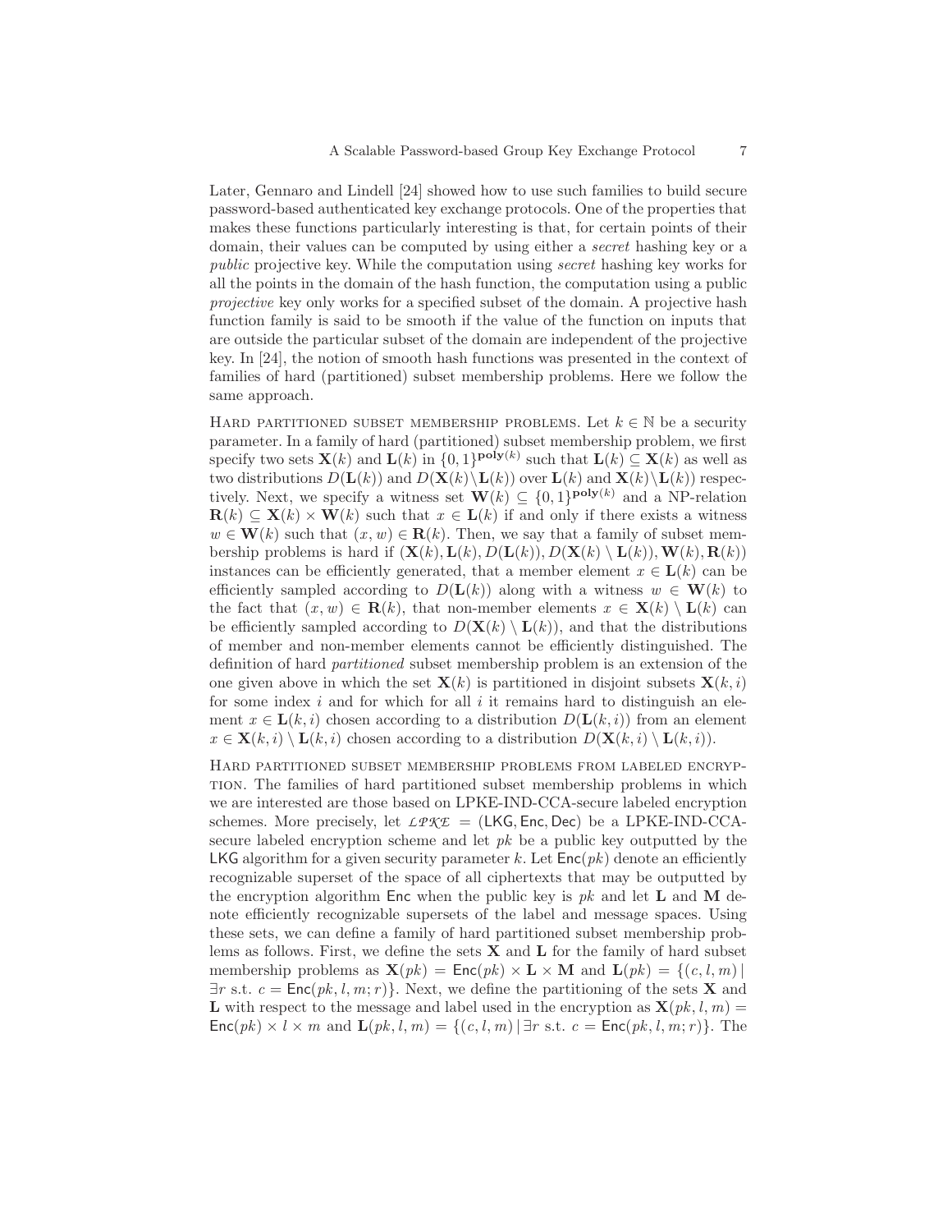Later, Gennaro and Lindell [24] showed how to use such families to build secure password-based authenticated key exchange protocols. One of the properties that makes these functions particularly interesting is that, for certain points of their domain, their values can be computed by using either a *secret* hashing key or a *public* projective key. While the computation using *secret* hashing key works for all the points in the domain of the hash function, the computation using a public *projective* key only works for a specified subset of the domain. A projective hash function family is said to be smooth if the value of the function on inputs that are outside the particular subset of the domain are independent of the projective key. In [24], the notion of smooth hash functions was presented in the context of families of hard (partitioned) subset membership problems. Here we follow the same approach.

Hard partitioned subset membership problems. Let $k \in \mathbb{N}$ be a security parameter. In a family of hard (partitioned) subset membership problem, we first specify two sets $\mathbf{X}(k)$ and $\mathbf{L}(k)$ in $\{0,1\}^{\mathbf{poly}(k)}$ such that $\mathbf{L}(k) \subseteq \mathbf{X}(k)$ as well as two distributions $D(\mathbf{L}(k))$ and $D(\mathbf{X}(k) \backslash \mathbf{L}(k))$ over $\mathbf{L}(k)$ and $\mathbf{X}(k) \backslash \mathbf{L}(k))$ respectively. Next, we specify a witness set $\mathbf{W}(k) \subseteq \{0,1\}^{\mathbf{poly}(k)}$ and a NP-relation $\mathbf{R}(k) \subseteq \mathbf{X}(k) \times \mathbf{W}(k)$ such that $x \in \mathbf{L}(k)$ if and only if there exists a witness $w \in \mathbf{W}(k)$ such that $(x, w) \in \mathbf{R}(k)$. Then, we say that a family of subset membership problems is hard if $(\mathbf{X}(k), \mathbf{L}(k), D(\mathbf{L}(k)), D(\mathbf{X}(k) \setminus \mathbf{L}(k)), \mathbf{W}(k), \mathbf{R}(k))$ instances can be efficiently generated, that a member element $x \in \mathbf{L}(k)$ can be efficiently sampled according to $D(\mathbf{L}(k))$ along with a witness $w \in \mathbf{W}(k)$ to the fact that $(x, w) \in \mathbf{R}(k)$, that non-member elements $x \in \mathbf{X}(k) \setminus \mathbf{L}(k)$ can be efficiently sampled according to $D(\mathbf{X}(k) \setminus \mathbf{L}(k))$, and that the distributions of member and non-member elements cannot be efficiently distinguished. The definition of hard *partitioned* subset membership problem is an extension of the one given above in which the set $\mathbf{X}(k)$ is partitioned in disjoint subsets $\mathbf{X}(k, i)$ for some index $i$ and for which for all $i$ it remains hard to distinguish an element $x \in \mathbf{L}(k, i)$ chosen according to a distribution $D(\mathbf{L}(k, i))$ from an element $x \in \mathbf{X}(k, i) \setminus \mathbf{L}(k, i)$ chosen according to a distribution $D(\mathbf{X}(k, i) \setminus \mathbf{L}(k, i))$.

Hard partitioned subset membership problems from labeled encryption. The families of hard partitioned subset membership problems in which we are interested are those based on LPKE-IND-CCA-secure labeled encryption schemes. More precisely, let $\mathcal{LPKE} = (\mathsf{LKG}, \mathsf{Enc}, \mathsf{Dec})$ be a LPKE-IND-CCA-secure labeled encryption scheme and let $pk$ be a public key outputted by the $\mathsf{LKG}$ algorithm for a given security parameter $k$. Let $\mathsf{Enc}(pk)$ denote an efficiently recognizable superset of the space of all ciphertexts that may be outputted by the encryption algorithm $\mathsf{Enc}$ when the public key is $pk$ and let $\mathbf{L}$ and $\mathbf{M}$ denote efficiently recognizable supersets of the label and message spaces. Using these sets, we can define a family of hard partitioned subset membership problems as follows. First, we define the sets $\mathbf{X}$ and $\mathbf{L}$ for the family of hard subset membership problems as $\mathbf{X}(pk) = \mathsf{Enc}(pk) \times \mathbf{L} \times \mathbf{M}$ and $\mathbf{L}(pk) = \{(c, l, m) \mid \exists r \text{ s.t. } c = \mathsf{Enc}(pk, l, m; r)\}$. Next, we define the partitioning of the sets $\mathbf{X}$ and $\mathbf{L}$ with respect to the message and label used in the encryption as $\mathbf{X}(pk, l, m) = \mathsf{Enc}(pk) \times l \times m$ and $\mathbf{L}(pk, l, m) = \{(c, l, m) \mid \exists r \text{ s.t. } c = \mathsf{Enc}(pk, l, m; r)\}$. The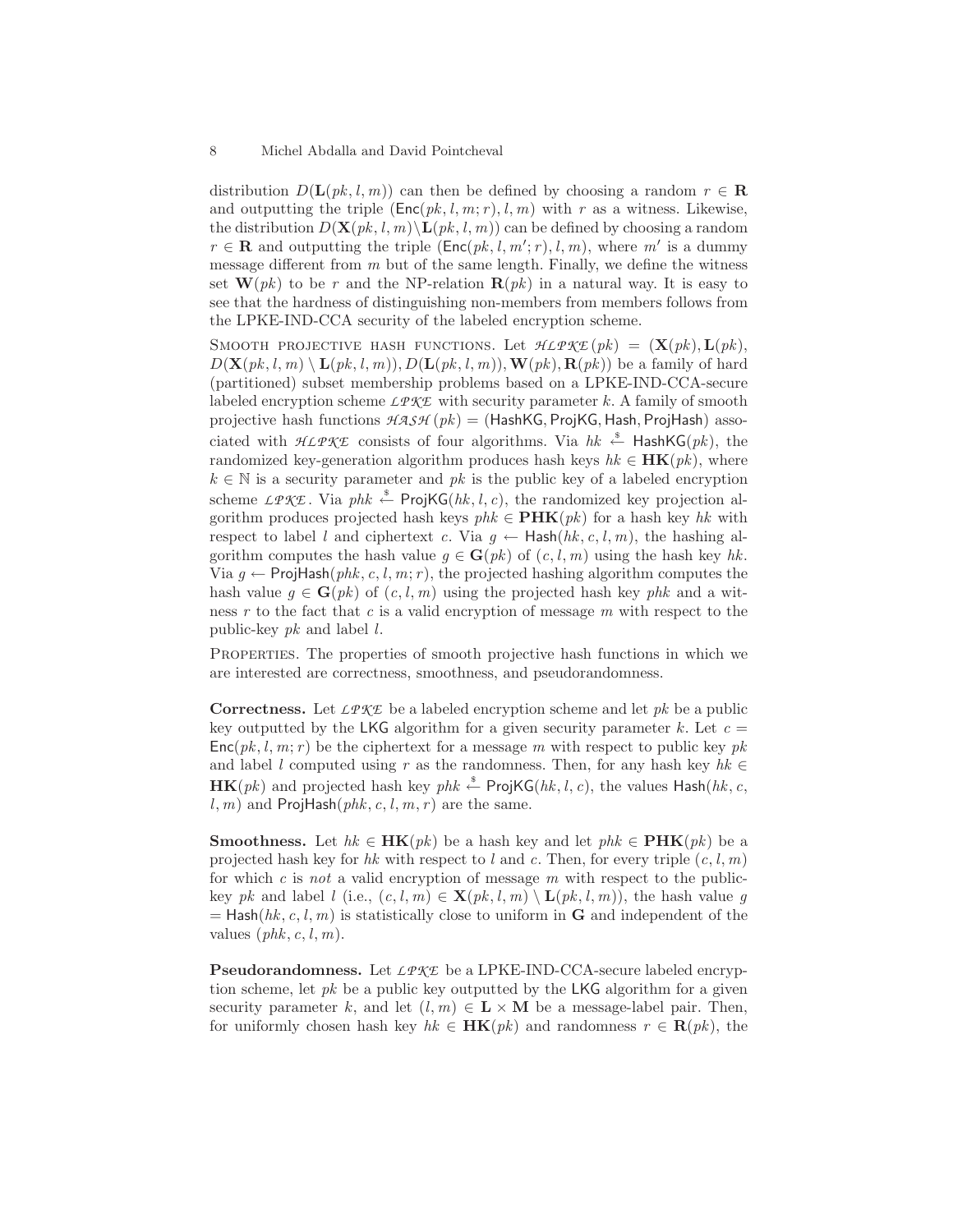distribution $D(\mathbf{L}(pk, l, m))$ can then be defined by choosing a random $r \in \mathbf{R}$ and outputting the triple $(\mathsf{Enc}(pk, l, m; r), l, m)$ with $r$ as a witness. Likewise, the distribution $D(\mathbf{X}(pk, l, m) \backslash \mathbf{L}(pk, l, m))$ can be defined by choosing a random $r \in \mathbf{R}$ and outputting the triple $(\mathsf{Enc}(pk, l, m'; r), l, m)$, where $m'$ is a dummy message different from $m$ but of the same length. Finally, we define the witness set $\mathbf{W}(pk)$ to be $r$ and the NP-relation $\mathbf{R}(pk)$ in a natural way. It is easy to see that the hardness of distinguishing non-members from members follows from the LPKE-IND-CCA security of the labeled encryption scheme.

Smooth projective hash functions. Let $\mathcal{HLPKE}(pk) = (\mathbf{X}(pk), \mathbf{L}(pk), D(\mathbf{X}(pk, l, m) \setminus \mathbf{L}(pk, l, m)), D(\mathbf{L}(pk, l, m)), \mathbf{W}(pk), \mathbf{R}(pk))$ be a family of hard (partitioned) subset membership problems based on a LPKE-IND-CCA-secure labeled encryption scheme $\mathcal{LPKE}$ with security parameter $k$. A family of smooth projective hash functions $\mathcal{HASH}(pk) = (\mathsf{HashKG}, \mathsf{ProjKG}, \mathsf{Hash}, \mathsf{ProjHash})$ associated with $\mathcal{HLPKE}$ consists of four algorithms. Via $hk \stackrel{\$}{\leftarrow} \mathsf{HashKG}(pk)$, the randomized key-generation algorithm produces hash keys $hk \in \mathbf{HK}(pk)$, where $k \in \mathbb{N}$ is a security parameter and $pk$ is the public key of a labeled encryption scheme $\mathcal{LPKE}$. Via $phk \stackrel{\$}{\leftarrow} \mathsf{ProjKG}(hk, l, c)$, the randomized key projection algorithm produces projected hash keys $phk \in \mathbf{PHK}(pk)$ for a hash key $hk$ with respect to label $l$ and ciphertext $c$. Via $g \leftarrow \mathsf{Hash}(hk, c, l, m)$, the hashing algorithm computes the hash value $g \in \mathbf{G}(pk)$ of $(c, l, m)$ using the hash key $hk$. Via $g \leftarrow \mathsf{ProjHash}(phk, c, l, m; r)$, the projected hashing algorithm computes the hash value $g \in \mathbf{G}(pk)$ of $(c, l, m)$ using the projected hash key $phk$ and a witness $r$ to the fact that $c$ is a valid encryption of message $m$ with respect to the public-key $pk$ and label $l$.

Properties. The properties of smooth projective hash functions in which we are interested are correctness, smoothness, and pseudorandomness.

**Correctness.** Let $\mathcal{LPKE}$ be a labeled encryption scheme and let $pk$ be a public key outputted by the $\mathsf{LKG}$ algorithm for a given security parameter $k$. Let $c = \mathsf{Enc}(pk, l, m; r)$ be the ciphertext for a message $m$ with respect to public key $pk$ and label $l$ computed using $r$ as the randomness. Then, for any hash key $hk \in \mathbf{HK}(pk)$ and projected hash key $phk \stackrel{\$}{\leftarrow} \mathsf{ProjKG}(hk, l, c)$, the values $\mathsf{Hash}(hk, c, l, m)$ and $\mathsf{ProjHash}(phk, c, l, m, r)$ are the same.

**Smoothness.** Let $hk \in \mathbf{HK}(pk)$ be a hash key and let $phk \in \mathbf{PHK}(pk)$ be a projected hash key for $hk$ with respect to $l$ and $c$. Then, for every triple $(c, l, m)$ for which $c$ is *not* a valid encryption of message $m$ with respect to the public-key $pk$ and label $l$ (i.e., $(c, l, m) \in \mathbf{X}(pk, l, m) \setminus \mathbf{L}(pk, l, m)$), the hash value $g = \mathsf{Hash}(hk, c, l, m)$ is statistically close to uniform in $\mathbf{G}$ and independent of the values $(phk, c, l, m)$.

**Pseudorandomness.** Let $\mathcal{LPKE}$ be a LPKE-IND-CCA-secure labeled encryption scheme, let $pk$ be a public key outputted by the $\mathsf{LKG}$ algorithm for a given security parameter $k$, and let $(l, m) \in \mathbf{L} \times \mathbf{M}$ be a message-label pair. Then, for uniformly chosen hash key $hk \in \mathbf{HK}(pk)$ and randomness $r \in \mathbf{R}(pk)$, the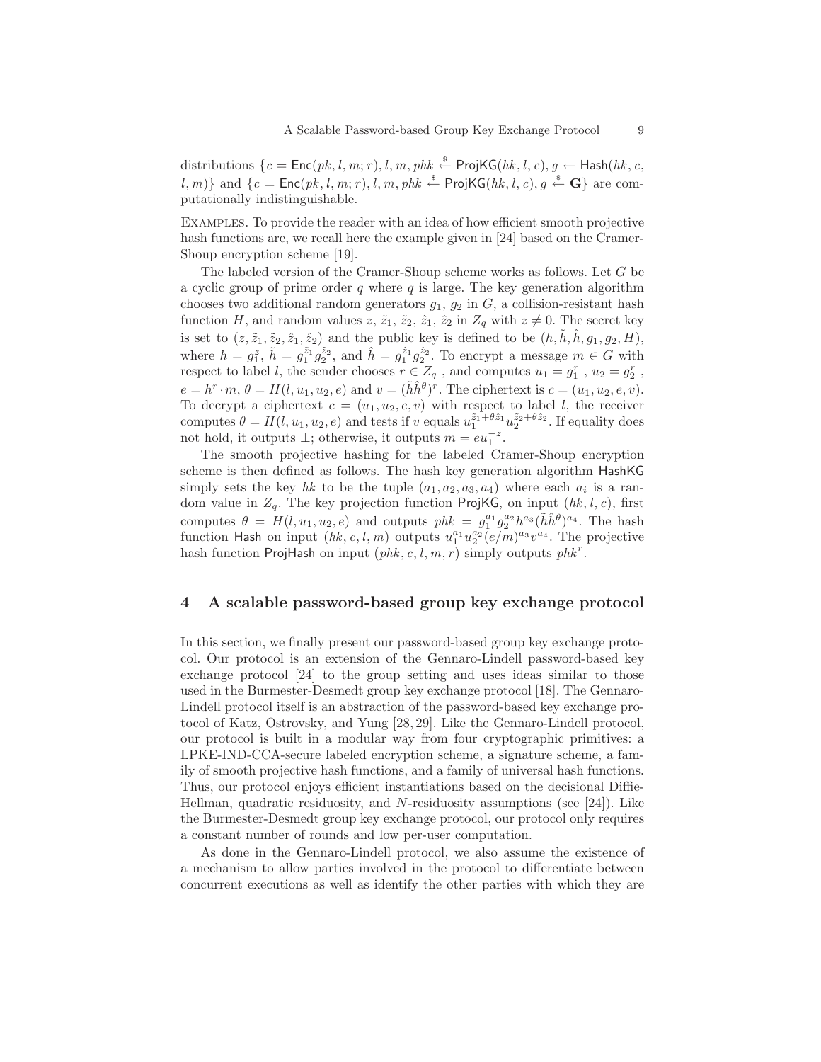distributions $\{c = \mathsf{Enc}(pk, l, m; r), l, m, phk \stackrel{\$}{\leftarrow} \mathsf{ProjKG}(hk, l, c), g \leftarrow \mathsf{Hash}(hk, c, l, m)\}$ and $\{c = \mathsf{Enc}(pk, l, m; r), l, m, phk \stackrel{\$}{\leftarrow} \mathsf{ProjKG}(hk, l, c), g \stackrel{\$}{\leftarrow} \mathbf{G}\}$ are computationally indistinguishable.

Examples. To provide the reader with an idea of how efficient smooth projective hash functions are, we recall here the example given in [24] based on the Cramer-Shoup encryption scheme [19].

The labeled version of the Cramer-Shoup scheme works as follows. Let $G$ be a cyclic group of prime order $q$ where $q$ is large. The key generation algorithm chooses two additional random generators $g_1$, $g_2$ in $G$, a collision-resistant hash function $H$, and random values $z$, $\tilde{z}_1$, $\tilde{z}_2$, $\hat{z}_1$, $\hat{z}_2$ in $Z_q$ with $z \neq 0$. The secret key is set to $(z, \tilde{z}_1, \tilde{z}_2, \hat{z}_1, \hat{z}_2)$ and the public key is defined to be $(h, \tilde{h}, \hat{h}, g_1, g_2, H)$, where $h = g_1^z$, $\tilde{h} = g_1^{\tilde{z}_1} g_2^{\tilde{z}_2}$, and $\hat{h} = g_1^{\hat{z}_1} g_2^{\hat{z}_2}$. To encrypt a message $m \in G$ with respect to label $l$, the sender chooses $r \in Z_q$, and computes $u_1 = g_1^r$, $u_2 = g_2^r$, $e = h^r \cdot m$, $\theta = H(l, u_1, u_2, e)$ and $v = (\tilde{h}\hat{h}^\theta)^r$. The ciphertext is $c = (u_1, u_2, e, v)$. To decrypt a ciphertext $c = (u_1, u_2, e, v)$ with respect to label $l$, the receiver computes $\theta = H(l, u_1, u_2, e)$ and tests if $v$ equals $u_1^{\tilde{z}_1 + \theta \hat{z}_1} u_2^{\tilde{z}_2 + \theta \hat{z}_2}$. If equality does not hold, it outputs $\perp$; otherwise, it outputs $m = e u_1^{-z}$.

The smooth projective hashing for the labeled Cramer-Shoup encryption scheme is then defined as follows. The hash key generation algorithm $\mathsf{HashKG}$ simply sets the key $hk$ to be the tuple $(a_1, a_2, a_3, a_4)$ where each $a_i$ is a random value in $Z_q$. The key projection function $\mathsf{ProjKG}$, on input $(hk, l, c)$, first computes $\theta = H(l, u_1, u_2, e)$ and outputs $phk = g_1^{a_1} g_2^{a_2} h^{a_3} (\tilde{h}\hat{h}^\theta)^{a_4}$. The hash function $\mathsf{Hash}$ on input $(hk, c, l, m)$ outputs $u_1^{a_1} u_2^{a_2} (e/m)^{a_3} v^{a_4}$. The projective hash function $\mathsf{ProjHash}$ on input $(phk, c, l, m, r)$ simply outputs $phk^r$.

## 4 A scalable password-based group key exchange protocol

In this section, we finally present our password-based group key exchange protocol. Our protocol is an extension of the Gennaro-Lindell password-based key exchange protocol [24] to the group setting and uses ideas similar to those used in the Burmester-Desmedt group key exchange protocol [18]. The Gennaro-Lindell protocol itself is an abstraction of the password-based key exchange protocol of Katz, Ostrovsky, and Yung [28, 29]. Like the Gennaro-Lindell protocol, our protocol is built in a modular way from four cryptographic primitives: a LPKE-IND-CCA-secure labeled encryption scheme, a signature scheme, a family of smooth projective hash functions, and a family of universal hash functions. Thus, our protocol enjoys efficient instantiations based on the decisional Diffie-Hellman, quadratic residuosity, and $N$-residuosity assumptions (see [24]). Like the Burmester-Desmedt group key exchange protocol, our protocol only requires a constant number of rounds and low per-user computation.

As done in the Gennaro-Lindell protocol, we also assume the existence of a mechanism to allow parties involved in the protocol to differentiate between concurrent executions as well as identify the other parties with which they are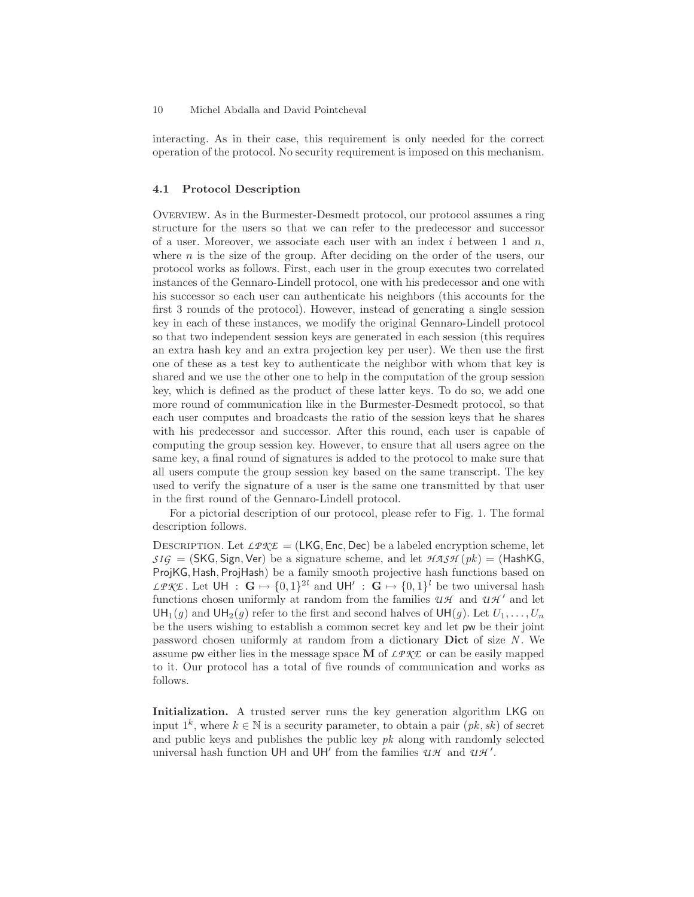interacting. As in their case, this requirement is only needed for the correct operation of the protocol. No security requirement is imposed on this mechanism.

### 4.1 Protocol Description

Overview. As in the Burmester-Desmedt protocol, our protocol assumes a ring structure for the users so that we can refer to the predecessor and successor of a user. Moreover, we associate each user with an index $i$ between 1 and $n$, where $n$ is the size of the group. After deciding on the order of the users, our protocol works as follows. First, each user in the group executes two correlated instances of the Gennaro-Lindell protocol, one with his predecessor and one with his successor so each user can authenticate his neighbors (this accounts for the first 3 rounds of the protocol). However, instead of generating a single session key in each of these instances, we modify the original Gennaro-Lindell protocol so that two independent session keys are generated in each session (this requires an extra hash key and an extra projection key per user). We then use the first one of these as a test key to authenticate the neighbor with whom that key is shared and we use the other one to help in the computation of the group session key, which is defined as the product of these latter keys. To do so, we add one more round of communication like in the Burmester-Desmedt protocol, so that each user computes and broadcasts the ratio of the session keys that he shares with his predecessor and successor. After this round, each user is capable of computing the group session key. However, to ensure that all users agree on the same key, a final round of signatures is added to the protocol to make sure that all users compute the group session key based on the same transcript. The key used to verify the signature of a user is the same one transmitted by that user in the first round of the Gennaro-Lindell protocol.

For a pictorial description of our protocol, please refer to Fig. 1. The formal description follows.

Description. Let $\mathcal{LPKE} = (\mathsf{LKG}, \mathsf{Enc}, \mathsf{Dec})$ be a labeled encryption scheme, let $\mathcal{SIG} = (\mathsf{SKG}, \mathsf{Sign}, \mathsf{Ver})$ be a signature scheme, and let $\mathcal{HASH}(pk) = (\mathsf{HashKG}, \mathsf{ProjKG}, \mathsf{Hash}, \mathsf{ProjHash})$ be a family smooth projective hash functions based on $\mathcal{LPKE}$. Let $\mathsf{UH} : \mathbf{G} \mapsto \{0,1\}^{2l}$ and $\mathsf{UH}' : \mathbf{G} \mapsto \{0,1\}^{l}$ be two universal hash functions chosen uniformly at random from the families $\mathcal{UH}$ and $\mathcal{UH}'$ and let $\mathsf{UH}_1(g)$ and $\mathsf{UH}_2(g)$ refer to the first and second halves of $\mathsf{UH}(g)$. Let $U_1, \ldots, U_n$ be the users wishing to establish a common secret key and let $\mathsf{pw}$ be their joint password chosen uniformly at random from a dictionary $\mathbf{Dict}$ of size $N$. We assume $\mathsf{pw}$ either lies in the message space $\mathbf{M}$ of $\mathcal{LPKE}$ or can be easily mapped to it. Our protocol has a total of five rounds of communication and works as follows.

**Initialization.** A trusted server runs the key generation algorithm $\mathsf{LKG}$ on input $1^k$, where $k \in \mathbb{N}$ is a security parameter, to obtain a pair $(pk, sk)$ of secret and public keys and publishes the public key $pk$ along with randomly selected universal hash function $\mathsf{UH}$ and $\mathsf{UH}'$ from the families $\mathcal{UH}$ and $\mathcal{UH}'$.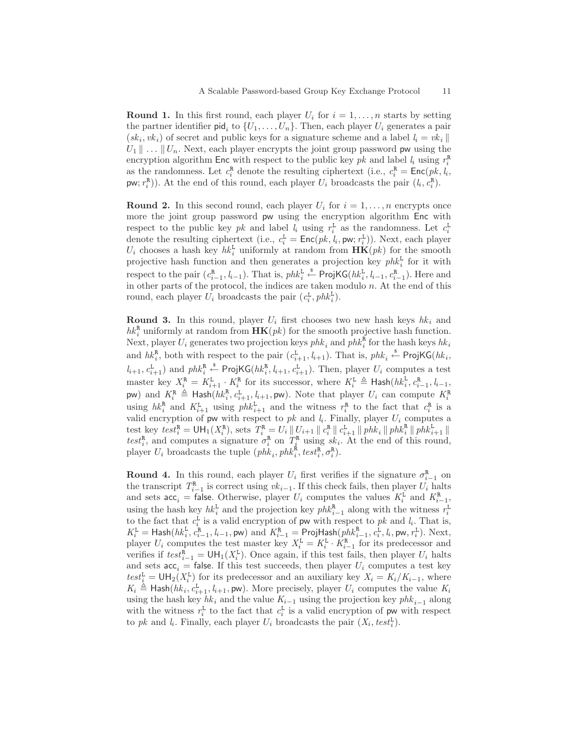**Round 1.** In this first round, each player $U_i$ for $i = 1, \ldots, n$ starts by setting the partner identifier $\mathsf{pid}_i$ to $\{U_1, \ldots, U_n\}$. Then, each player $U_i$ generates a pair $(sk_i, vk_i)$ of secret and public keys for a signature scheme and a label $l_i = vk_i \parallel U_1 \parallel \ldots \parallel U_n$. Next, each player encrypts the joint group password $\mathsf{pw}$ using the encryption algorithm $\mathsf{Enc}$ with respect to the public key $pk$ and label $l_i$ using $r_i^{\mathtt{R}}$ as the randomness. Let $c_i^{\mathtt{R}}$ denote the resulting ciphertext (i.e., $c_i^{\mathtt{R}} = \mathsf{Enc}(pk, l_i, \mathsf{pw}; r_i^{\mathtt{R}})$). At the end of this round, each player $U_i$ broadcasts the pair $(l_i, c_i^{\mathtt{R}})$.

**Round 2.** In this second round, each player $U_i$ for $i = 1, \ldots, n$ encrypts once more the joint group password $\mathsf{pw}$ using the encryption algorithm $\mathsf{Enc}$ with respect to the public key $pk$ and label $l_i$ using $r_i^{\mathtt{L}}$ as the randomness. Let $c_i^{\mathtt{L}}$ denote the resulting ciphertext (i.e., $c_i^{\mathtt{L}} = \mathsf{Enc}(pk, l_i, \mathsf{pw}; r_i^{\mathtt{L}})$). Next, each player $U_i$ chooses a hash key $hk_i^{\mathtt{L}}$ uniformly at random from $\mathbf{HK}(pk)$ for the smooth projective hash function and then generates a projection key $phk_i^{\mathtt{L}}$ for it with respect to the pair $(c_{i-1}^{\mathtt{R}}, l_{i-1})$. That is, $phk_i^{\mathtt{L}} \xleftarrow{\$} \mathsf{ProjKG}(hk_i^{\mathtt{L}}, l_{i-1}, c_{i-1}^{\mathtt{R}})$. Here and in other parts of the protocol, the indices are taken modulo $n$. At the end of this round, each player $U_i$ broadcasts the pair $(c_i^{\mathtt{L}}, phk_i^{\mathtt{L}})$.

**Round 3.** In this round, player $U_i$ first chooses two new hash keys $hk_i$ and $hk_i^{\mathtt{R}}$ uniformly at random from $\mathbf{HK}(pk)$ for the smooth projective hash function. Next, player $U_i$ generates two projection keys $phk_i$ and $phk_i^{\mathtt{R}}$ for the hash keys $hk_i$ and $hk_i^{\mathtt{R}}$, both with respect to the pair $(c_{i+1}^{\mathtt{L}}, l_{i+1})$. That is, $phk_i \xleftarrow{\$} \mathsf{ProjKG}(hk_i, l_{i+1}, c_{i+1}^{\mathtt{L}})$ and $phk_i^{\mathtt{R}} \xleftarrow{\$} \mathsf{ProjKG}(hk_i^{\mathtt{R}}, l_{i+1}, c_{i+1}^{\mathtt{L}})$. Then, player $U_i$ computes a test master key $X_i^{\mathtt{R}} = K_{i+1}^{\mathtt{L}} \cdot K_i^{\mathtt{R}}$ for its successor, where $K_i^{\mathtt{L}} \triangleq \mathsf{Hash}(hk_i^{\mathtt{L}}, c_{i-1}^{\mathtt{R}}, l_{i-1}, \mathsf{pw})$ and $K_i^{\mathtt{R}} \triangleq \mathsf{Hash}(hk_i^{\mathtt{R}}, c_{i+1}^{\mathtt{L}}, l_{i+1}, \mathsf{pw})$. Note that player $U_i$ can compute $K_i^{\mathtt{R}}$ using $hk_i^{\mathtt{R}}$ and $K_{i+1}^{\mathtt{L}}$ using $phk_{i+1}^{\mathtt{L}}$ and the witness $r_i^{\mathtt{R}}$ to the fact that $c_i^{\mathtt{R}}$ is a valid encryption of $\mathsf{pw}$ with respect to $pk$ and $l_i$. Finally, player $U_i$ computes a test key $test_i^{\mathtt{R}} = \mathsf{UH}_1(X_i^{\mathtt{R}})$, sets $T_i^{\mathtt{R}} = U_i \parallel U_{i+1} \parallel c_i^{\mathtt{R}} \parallel c_{i+1}^{\mathtt{L}} \parallel phk_i \parallel phk_i^{\mathtt{R}} \parallel phk_{i+1}^{\mathtt{L}} \parallel test_i^{\mathtt{R}}$, and computes a signature $\sigma_i^{\mathtt{R}}$ on $T_i^{\mathtt{R}}$ using $sk_i$. At the end of this round, player $U_i$ broadcasts the tuple $(phk_i, phk_i^{\mathtt{R}}, test_i^{\mathtt{R}}, \sigma_i^{\mathtt{R}})$.

**Round 4.** In this round, each player $U_i$ first verifies if the signature $\sigma_{i-1}^{\mathtt{R}}$ on the transcript $T_{i-1}^{\mathtt{R}}$ is correct using $vk_{i-1}$. If this check fails, then player $U_i$ halts and sets $\mathsf{acc}_i = \mathsf{false}$. Otherwise, player $U_i$ computes the values $K_i^{\mathtt{L}}$ and $K_{i-1}^{\mathtt{R}}$, using the hash key $hk_i^{\mathtt{L}}$ and the projection key $phk_{i-1}^{\mathtt{R}}$ along with the witness $r_i^{\mathtt{L}}$ to the fact that $c_i^{\mathtt{L}}$ is a valid encryption of $\mathsf{pw}$ with respect to $pk$ and $l_i$. That is, $K_i^{\mathtt{L}} = \mathsf{Hash}(hk_i^{\mathtt{L}}, c_{i-1}^{\mathtt{R}}, l_{i-1}, \mathsf{pw})$ and $K_{i-1}^{\mathtt{R}} = \mathsf{ProjHash}(phk_{i-1}^{\mathtt{R}}, c_i^{\mathtt{L}}, l_i, \mathsf{pw}, r_i^{\mathtt{L}})$. Next, player $U_i$ computes the test master key $X_i^{\mathtt{L}} = K_i^{\mathtt{L}} \cdot K_{i-1}^{\mathtt{R}}$ for its predecessor and verifies if $test_{i-1}^{\mathtt{R}} = \mathsf{UH}_1(X_i^{\mathtt{L}})$. Once again, if this test fails, then player $U_i$ halts and sets $\mathsf{acc}_i = \mathsf{false}$. If this test succeeds, then player $U_i$ computes a test key $test_i^{\mathtt{L}} = \mathsf{UH}_2(X_i^{\mathtt{L}})$ for its predecessor and an auxiliary key $X_i = K_i / K_{i-1}$, where $K_i \triangleq \mathsf{Hash}(hk_i, c_{i+1}^{\mathtt{L}}, l_{i+1}, \mathsf{pw})$. More precisely, player $U_i$ computes the value $K_i$ using the hash key $hk_i$ and the value $K_{i-1}$ using the projection key $phk_{i-1}$ along with the witness $r_i^{\mathtt{L}}$ to the fact that $c_i^{\mathtt{L}}$ is a valid encryption of $\mathsf{pw}$ with respect to $pk$ and $l_i$. Finally, each player $U_i$ broadcasts the pair $(X_i, test_i^{\mathtt{L}})$.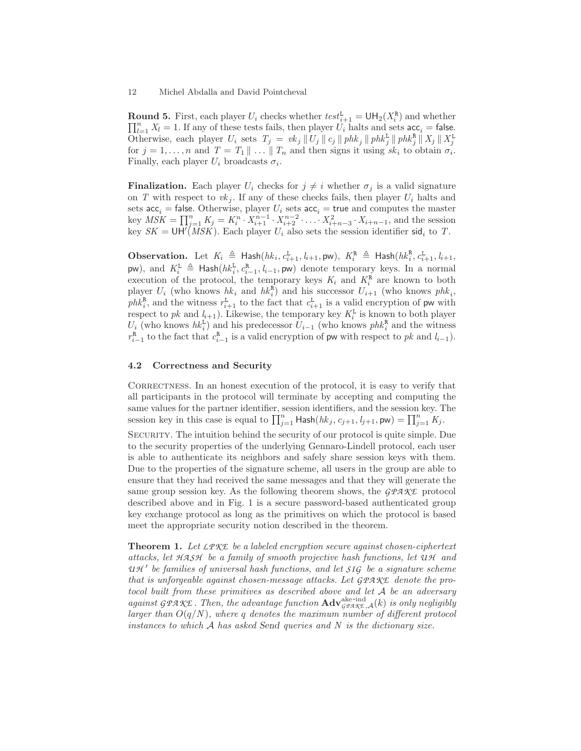**Round 5.** First, each player $U_i$ checks whether $test^{\mathtt{L}}_{i+1} = \mathsf{UH}_2(X^{\mathtt{R}}_i)$ and whether $\prod_{l=1}^{n} X_l = 1$. If any of these tests fails, then player $U_i$ halts and sets $\mathsf{acc}_i = \mathsf{false}$. Otherwise, each player $U_i$ sets $T_j = vk_j \,\|\, U_j \,\|\, c_j \,\|\, phk_j \,\|\, phk^{\mathtt{L}}_j \,\|\, phk^{\mathtt{R}}_j \,\|\, X_j \,\|\, X^{\mathtt{L}}_j$ for $j = 1, \ldots, n$ and $T = T_1 \,\|\, \ldots \,\|\, T_n$ and then signs it using $sk_i$ to obtain $\sigma_i$. Finally, each player $U_i$ broadcasts $\sigma_i$.

**Finalization.** Each player $U_i$ checks for $j \neq i$ whether $\sigma_j$ is a valid signature on $T$ with respect to $vk_j$. If any of these checks fails, then player $U_i$ halts and sets $\mathsf{acc}_i = \mathsf{false}$. Otherwise, player $U_i$ sets $\mathsf{acc}_i = \mathsf{true}$ and computes the master key $MSK = \prod_{j=1}^{n} K_j = K_i^n \cdot X_{i+1}^{n-1} \cdot X_{i+2}^{n-2} \cdot \ldots \cdot X_{i+n-3}^2 \cdot X_{i+n-1}$, and the session key $SK = \mathsf{UH}'(MSK)$. Each player $U_i$ also sets the session identifier $\mathsf{sid}_i$ to $T$.

**Observation.** Let $K_i \triangleq \mathsf{Hash}(hk_i, c^{\mathtt{L}}_{i+1}, l_{i+1}, \mathsf{pw})$, $K^{\mathtt{R}}_i \triangleq \mathsf{Hash}(hk^{\mathtt{R}}_i, c^{\mathtt{L}}_{i+1}, l_{i+1}, \mathsf{pw})$, and $K^{\mathtt{L}}_i \triangleq \mathsf{Hash}(hk^{\mathtt{L}}_i, c^{\mathtt{R}}_{i-1}, l_{i-1}, \mathsf{pw})$ denote temporary keys. In a normal execution of the protocol, the temporary keys $K_i$ and $K^{\mathtt{R}}_i$ are known to both player $U_i$ (who knows $hk_i$ and $hk^{\mathtt{R}}_i$) and his successor $U_{i+1}$ (who knows $phk_i$, $phk^{\mathtt{R}}_i$, and the witness $r^{\mathtt{L}}_{i+1}$ to the fact that $c^{\mathtt{L}}_{i+1}$ is a valid encryption of $\mathsf{pw}$ with respect to $pk$ and $l_{i+1}$). Likewise, the temporary key $K^{\mathtt{L}}_i$ is known to both player $U_i$ (who knows $hk^{\mathtt{L}}_i$) and his predecessor $U_{i-1}$ (who knows $phk^{\mathtt{R}}_i$ and the witness $r^{\mathtt{R}}_{i-1}$ to the fact that $c^{\mathtt{R}}_{i-1}$ is a valid encryption of $\mathsf{pw}$ with respect to $pk$ and $l_{i-1}$).

### 4.2 Correctness and Security

Correctness. In an honest execution of the protocol, it is easy to verify that all participants in the protocol will terminate by accepting and computing the same values for the partner identifier, session identifiers, and the session key. The session key in this case is equal to $\prod_{j=1}^{n} \mathsf{Hash}(hk_j, c_{j+1}, l_{j+1}, \mathsf{pw}) = \prod_{j=1}^{n} K_j$.

Security. The intuition behind the security of our protocol is quite simple. Due to the security properties of the underlying Gennaro-Lindell protocol, each user is able to authenticate its neighbors and safely share session keys with them. Due to the properties of the signature scheme, all users in the group are able to ensure that they had received the same messages and that they will generate the same group session key. As the following theorem shows, the $\mathcal{GPAKE}$ protocol described above and in Fig. 1 is a secure password-based authenticated group key exchange protocol as long as the primitives on which the protocol is based meet the appropriate security notion described in the theorem.

**Theorem 1.** *Let $\mathcal{LPKE}$ be a labeled encryption secure against chosen-ciphertext attacks, let $\mathcal{HASH}$ be a family of smooth projective hash functions, let $\mathcal{UH}$ and $\mathcal{UH}'$ be families of universal hash functions, and let $\mathcal{SIG}$ be a signature scheme that is unforgeable against chosen-message attacks. Let $\mathcal{GPAKE}$ denote the protocol built from these primitives as described above and let $\mathcal{A}$ be an adversary against $\mathcal{GPAKE}$. Then, the advantage function $\mathbf{Adv}^{\text{ake-ind}}_{\mathcal{GPAKE},\mathcal{A}}(k)$ is only negligibly larger than $O(q/N)$, where $q$ denotes the maximum number of different protocol instances to which $\mathcal{A}$ has asked Send queries and $N$ is the dictionary size.*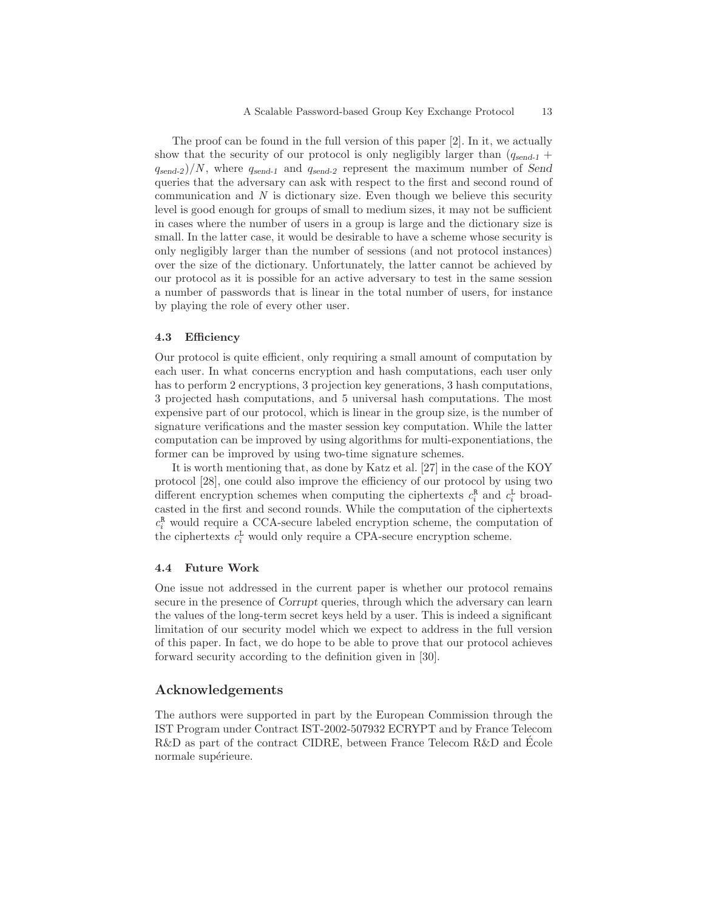The proof can be found in the full version of this paper [2]. In it, we actually show that the security of our protocol is only negligibly larger than $(q_{send\text{-}1} + q_{send\text{-}2})/N$, where $q_{send\text{-}1}$ and $q_{send\text{-}2}$ represent the maximum number of *Send* queries that the adversary can ask with respect to the first and second round of communication and $N$ is dictionary size. Even though we believe this security level is good enough for groups of small to medium sizes, it may not be sufficient in cases where the number of users in a group is large and the dictionary size is small. In the latter case, it would be desirable to have a scheme whose security is only negligibly larger than the number of sessions (and not protocol instances) over the size of the dictionary. Unfortunately, the latter cannot be achieved by our protocol as it is possible for an active adversary to test in the same session a number of passwords that is linear in the total number of users, for instance by playing the role of every other user.

### 4.3 Efficiency

Our protocol is quite efficient, only requiring a small amount of computation by each user. In what concerns encryption and hash computations, each user only has to perform 2 encryptions, 3 projection key generations, 3 hash computations, 3 projected hash computations, and 5 universal hash computations. The most expensive part of our protocol, which is linear in the group size, is the number of signature verifications and the master session key computation. While the latter computation can be improved by using algorithms for multi-exponentiations, the former can be improved by using two-time signature schemes.

It is worth mentioning that, as done by Katz et al. [27] in the case of the KOY protocol [28], one could also improve the efficiency of our protocol by using two different encryption schemes when computing the ciphertexts $c_i^{\mathtt{R}}$ and $c_i^{\mathtt{L}}$ broadcasted in the first and second rounds. While the computation of the ciphertexts $c_i^{\mathtt{R}}$ would require a CCA-secure labeled encryption scheme, the computation of the ciphertexts $c_i^{\mathtt{L}}$ would only require a CPA-secure encryption scheme.

### 4.4 Future Work

One issue not addressed in the current paper is whether our protocol remains secure in the presence of *Corrupt* queries, through which the adversary can learn the values of the long-term secret keys held by a user. This is indeed a significant limitation of our security model which we expect to address in the full version of this paper. In fact, we do hope to be able to prove that our protocol achieves forward security according to the definition given in [30].

## Acknowledgements

The authors were supported in part by the European Commission through the IST Program under Contract IST-2002-507932 ECRYPT and by France Telecom R&D as part of the contract CIDRE, between France Telecom R&D and École normale supérieure.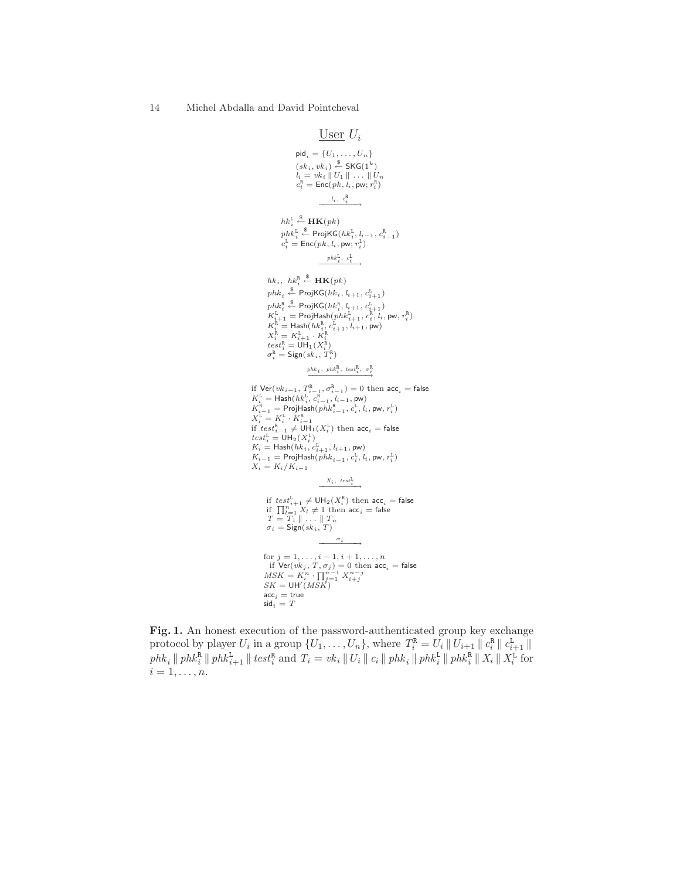User $U_i$

$\mathsf{pid}_i = \{U_1, \ldots, U_n\}$
$(sk_i, vk_i) \xleftarrow{\$} \mathsf{SKG}(1^k)$
$l_i = vk_i \,\|\, U_1 \,\|\, \ldots \,\|\, U_n$
$c_i^{\mathtt{R}} = \mathsf{Enc}(pk, l_i, \mathsf{pw}; r_i^{\mathtt{R}})$

$\xrightarrow{\;l_i,\ c_i^{\mathtt{R}}\;}$

$hk_i^{\mathtt{L}} \xleftarrow{\$} \mathbf{HK}(pk)$
$phk_i^{\mathtt{L}} \xleftarrow{\$} \mathsf{ProjKG}(hk_i^{\mathtt{L}}, l_{i-1}, c_{i-1}^{\mathtt{R}})$
$c_i^{\mathtt{L}} = \mathsf{Enc}(pk, l_i, \mathsf{pw}; r_i^{\mathtt{L}})$

$\xrightarrow{\;phk_i^{\mathtt{L}},\ c_i^{\mathtt{L}}\;}$

$hk_i,\ hk_i^{\mathtt{R}} \xleftarrow{\$} \mathbf{HK}(pk)$
$phk_i \xleftarrow{\$} \mathsf{ProjKG}(hk_i, l_{i+1}, c_{i+1}^{\mathtt{L}})$
$phk_i^{\mathtt{R}} \xleftarrow{\$} \mathsf{ProjKG}(hk_i^{\mathtt{R}}, l_{i+1}, c_{i+1}^{\mathtt{L}})$
$K_{i+1}^{\mathtt{L}} = \mathsf{ProjHash}(phk_{i+1}^{\mathtt{L}}, c_i^{\mathtt{R}}, l_i, \mathsf{pw}, r_i^{\mathtt{R}})$
$K_i^{\mathtt{R}} = \mathsf{Hash}(hk_i^{\mathtt{R}}, c_{i+1}^{\mathtt{L}}, l_{i+1}, \mathsf{pw})$
$X_i^{\mathtt{R}} = K_{i+1}^{\mathtt{L}} \cdot K_i^{\mathtt{R}}$
$test_i^{\mathtt{R}} = \mathsf{UH}_1(X_i^{\mathtt{R}})$
$\sigma_i^{\mathtt{R}} = \mathsf{Sign}(sk_i, T_i^{\mathtt{R}})$

$\xrightarrow{\;phk_i,\ phk_i^{\mathtt{R}},\ test_i^{\mathtt{R}},\ \sigma_i^{\mathtt{R}}\;}$

if $\mathsf{Ver}(vk_{i-1}, T_{i-1}^{\mathtt{R}}, \sigma_{i-1}^{\mathtt{R}}) = 0$ then $\mathsf{acc}_i = \mathsf{false}$
$K_i^{\mathtt{L}} = \mathsf{Hash}(hk_i^{\mathtt{L}}, c_{i-1}^{\mathtt{R}}, l_{i-1}, \mathsf{pw})$
$K_{i-1}^{\mathtt{R}} = \mathsf{ProjHash}(phk_{i-1}^{\mathtt{R}}, c_i^{\mathtt{L}}, l_i, \mathsf{pw}, r_i^{\mathtt{L}})$
$X_i^{\mathtt{L}} = K_i^{\mathtt{L}} \cdot K_{i-1}^{\mathtt{R}}$
if $test_{i-1}^{\mathtt{R}} \neq \mathsf{UH}_1(X_i^{\mathtt{L}})$ then $\mathsf{acc}_i = \mathsf{false}$
$test_i^{\mathtt{L}} = \mathsf{UH}_2(X_i^{\mathtt{L}})$
$K_i = \mathsf{Hash}(hk_i, c_{i+1}^{\mathtt{L}}, l_{i+1}, \mathsf{pw})$
$K_{i-1} = \mathsf{ProjHash}(phk_{i-1}, c_i^{\mathtt{L}}, l_i, \mathsf{pw}, r_i^{\mathtt{L}})$
$X_i = K_i / K_{i-1}$

$\xrightarrow{\;X_i,\ test_i^{\mathtt{L}}\;}$

if $test_{i+1}^{\mathtt{L}} \neq \mathsf{UH}_2(X_i^{\mathtt{R}})$ then $\mathsf{acc}_i = \mathsf{false}$
if $\prod_{l=1}^{n} X_l \neq 1$ then $\mathsf{acc}_i = \mathsf{false}$
$T = T_1 \,\|\, \ldots \,\|\, T_n$
$\sigma_i = \mathsf{Sign}(sk_i, T)$

$\xrightarrow{\;\sigma_i\;}$

for $j = 1, \ldots, i-1, i+1, \ldots, n$
  if $\mathsf{Ver}(vk_j, T, \sigma_j) = 0$ then $\mathsf{acc}_i = \mathsf{false}$
$MSK = K_i^n \cdot \prod_{j=1}^{n-1} X_{i+j}^{n-j}$
$SK = \mathsf{UH}'(MSK)$
$\mathsf{acc}_i = \mathsf{true}$
$\mathsf{sid}_i = T$

**Fig. 1.** An honest execution of the password-authenticated group key exchange protocol by player $U_i$ in a group $\{U_1, \ldots, U_n\}$, where $T_i^{\mathtt{R}} = U_i \,\|\, U_{i+1} \,\|\, c_i^{\mathtt{R}} \,\|\, c_{i+1}^{\mathtt{L}} \,\|\, phk_i \,\|\, phk_i^{\mathtt{R}} \,\|\, phk_{i+1}^{\mathtt{L}} \,\|\, test_i^{\mathtt{R}}$ and $T_i = vk_i \,\|\, U_i \,\|\, c_i \,\|\, phk_i \,\|\, phk_i^{\mathtt{L}} \,\|\, phk_i^{\mathtt{R}} \,\|\, X_i \,\|\, X_i^{\mathtt{L}}$ for $i = 1, \ldots, n$.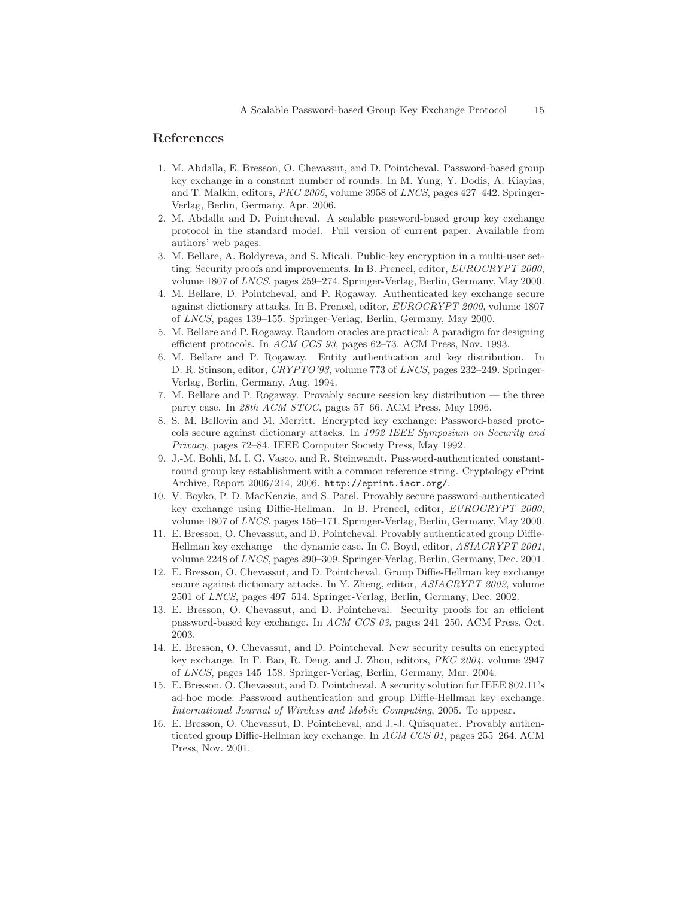## References

1. M. Abdalla, E. Bresson, O. Chevassut, and D. Pointcheval. Password-based group key exchange in a constant number of rounds. In M. Yung, Y. Dodis, A. Kiayias, and T. Malkin, editors, *PKC 2006*, volume 3958 of *LNCS*, pages 427–442. Springer-Verlag, Berlin, Germany, Apr. 2006.
2. M. Abdalla and D. Pointcheval. A scalable password-based group key exchange protocol in the standard model. Full version of current paper. Available from authors' web pages.
3. M. Bellare, A. Boldyreva, and S. Micali. Public-key encryption in a multi-user setting: Security proofs and improvements. In B. Preneel, editor, *EUROCRYPT 2000*, volume 1807 of *LNCS*, pages 259–274. Springer-Verlag, Berlin, Germany, May 2000.
4. M. Bellare, D. Pointcheval, and P. Rogaway. Authenticated key exchange secure against dictionary attacks. In B. Preneel, editor, *EUROCRYPT 2000*, volume 1807 of *LNCS*, pages 139–155. Springer-Verlag, Berlin, Germany, May 2000.
5. M. Bellare and P. Rogaway. Random oracles are practical: A paradigm for designing efficient protocols. In *ACM CCS 93*, pages 62–73. ACM Press, Nov. 1993.
6. M. Bellare and P. Rogaway. Entity authentication and key distribution. In D. R. Stinson, editor, *CRYPTO'93*, volume 773 of *LNCS*, pages 232–249. Springer-Verlag, Berlin, Germany, Aug. 1994.
7. M. Bellare and P. Rogaway. Provably secure session key distribution — the three party case. In *28th ACM STOC*, pages 57–66. ACM Press, May 1996.
8. S. M. Bellovin and M. Merritt. Encrypted key exchange: Password-based protocols secure against dictionary attacks. In *1992 IEEE Symposium on Security and Privacy*, pages 72–84. IEEE Computer Society Press, May 1992.
9. J.-M. Bohli, M. I. G. Vasco, and R. Steinwandt. Password-authenticated constant-round group key establishment with a common reference string. Cryptology ePrint Archive, Report 2006/214, 2006. `http://eprint.iacr.org/`.
10. V. Boyko, P. D. MacKenzie, and S. Patel. Provably secure password-authenticated key exchange using Diffie-Hellman. In B. Preneel, editor, *EUROCRYPT 2000*, volume 1807 of *LNCS*, pages 156–171. Springer-Verlag, Berlin, Germany, May 2000.
11. E. Bresson, O. Chevassut, and D. Pointcheval. Provably authenticated group Diffie-Hellman key exchange – the dynamic case. In C. Boyd, editor, *ASIACRYPT 2001*, volume 2248 of *LNCS*, pages 290–309. Springer-Verlag, Berlin, Germany, Dec. 2001.
12. E. Bresson, O. Chevassut, and D. Pointcheval. Group Diffie-Hellman key exchange secure against dictionary attacks. In Y. Zheng, editor, *ASIACRYPT 2002*, volume 2501 of *LNCS*, pages 497–514. Springer-Verlag, Berlin, Germany, Dec. 2002.
13. E. Bresson, O. Chevassut, and D. Pointcheval. Security proofs for an efficient password-based key exchange. In *ACM CCS 03*, pages 241–250. ACM Press, Oct. 2003.
14. E. Bresson, O. Chevassut, and D. Pointcheval. New security results on encrypted key exchange. In F. Bao, R. Deng, and J. Zhou, editors, *PKC 2004*, volume 2947 of *LNCS*, pages 145–158. Springer-Verlag, Berlin, Germany, Mar. 2004.
15. E. Bresson, O. Chevassut, and D. Pointcheval. A security solution for IEEE 802.11's ad-hoc mode: Password authentication and group Diffie-Hellman key exchange. *International Journal of Wireless and Mobile Computing*, 2005. To appear.
16. E. Bresson, O. Chevassut, D. Pointcheval, and J.-J. Quisquater. Provably authenticated group Diffie-Hellman key exchange. In *ACM CCS 01*, pages 255–264. ACM Press, Nov. 2001.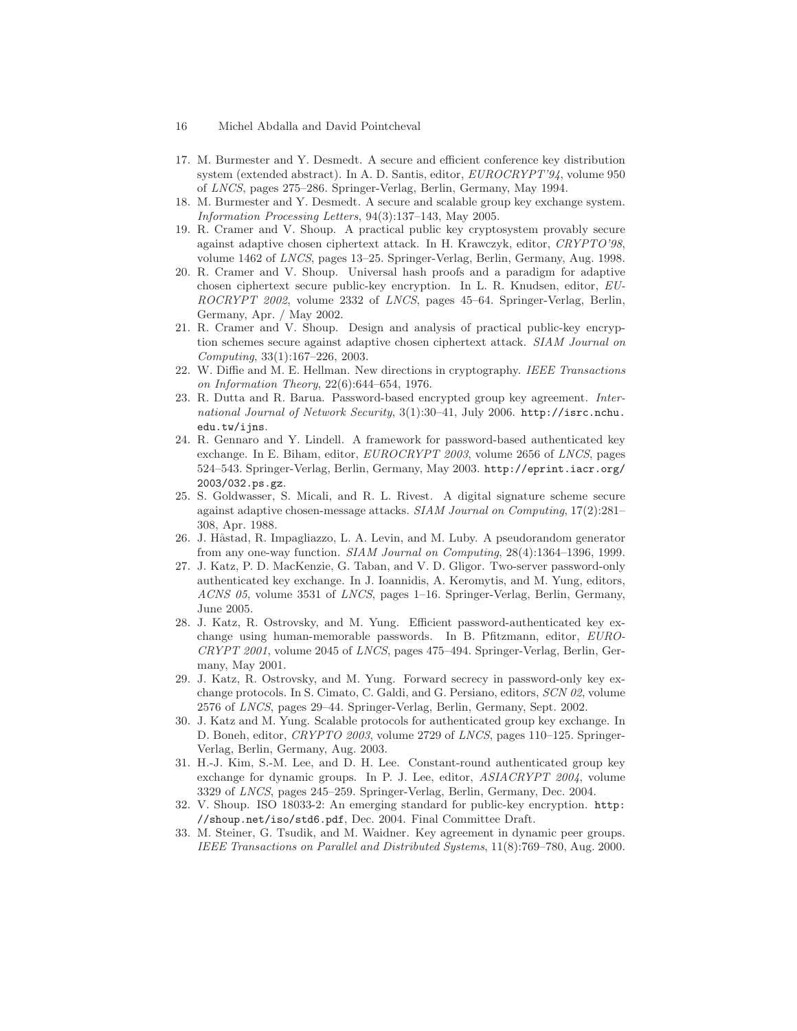17. M. Burmester and Y. Desmedt. A secure and efficient conference key distribution system (extended abstract). In A. D. Santis, editor, *EUROCRYPT'94*, volume 950 of *LNCS*, pages 275–286. Springer-Verlag, Berlin, Germany, May 1994.
18. M. Burmester and Y. Desmedt. A secure and scalable group key exchange system. *Information Processing Letters*, 94(3):137–143, May 2005.
19. R. Cramer and V. Shoup. A practical public key cryptosystem provably secure against adaptive chosen ciphertext attack. In H. Krawczyk, editor, *CRYPTO'98*, volume 1462 of *LNCS*, pages 13–25. Springer-Verlag, Berlin, Germany, Aug. 1998.
20. R. Cramer and V. Shoup. Universal hash proofs and a paradigm for adaptive chosen ciphertext secure public-key encryption. In L. R. Knudsen, editor, *EUROCRYPT 2002*, volume 2332 of *LNCS*, pages 45–64. Springer-Verlag, Berlin, Germany, Apr. / May 2002.
21. R. Cramer and V. Shoup. Design and analysis of practical public-key encryption schemes secure against adaptive chosen ciphertext attack. *SIAM Journal on Computing*, 33(1):167–226, 2003.
22. W. Diffie and M. E. Hellman. New directions in cryptography. *IEEE Transactions on Information Theory*, 22(6):644–654, 1976.
23. R. Dutta and R. Barua. Password-based encrypted group key agreement. *International Journal of Network Security*, 3(1):30–41, July 2006. `http://isrc.nchu.edu.tw/ijns`.
24. R. Gennaro and Y. Lindell. A framework for password-based authenticated key exchange. In E. Biham, editor, *EUROCRYPT 2003*, volume 2656 of *LNCS*, pages 524–543. Springer-Verlag, Berlin, Germany, May 2003. `http://eprint.iacr.org/2003/032.ps.gz`.
25. S. Goldwasser, S. Micali, and R. L. Rivest. A digital signature scheme secure against adaptive chosen-message attacks. *SIAM Journal on Computing*, 17(2):281–308, Apr. 1988.
26. J. Håstad, R. Impagliazzo, L. A. Levin, and M. Luby. A pseudorandom generator from any one-way function. *SIAM Journal on Computing*, 28(4):1364–1396, 1999.
27. J. Katz, P. D. MacKenzie, G. Taban, and V. D. Gligor. Two-server password-only authenticated key exchange. In J. Ioannidis, A. Keromytis, and M. Yung, editors, *ACNS 05*, volume 3531 of *LNCS*, pages 1–16. Springer-Verlag, Berlin, Germany, June 2005.
28. J. Katz, R. Ostrovsky, and M. Yung. Efficient password-authenticated key exchange using human-memorable passwords. In B. Pfitzmann, editor, *EUROCRYPT 2001*, volume 2045 of *LNCS*, pages 475–494. Springer-Verlag, Berlin, Germany, May 2001.
29. J. Katz, R. Ostrovsky, and M. Yung. Forward secrecy in password-only key exchange protocols. In S. Cimato, C. Galdi, and G. Persiano, editors, *SCN 02*, volume 2576 of *LNCS*, pages 29–44. Springer-Verlag, Berlin, Germany, Sept. 2002.
30. J. Katz and M. Yung. Scalable protocols for authenticated group key exchange. In D. Boneh, editor, *CRYPTO 2003*, volume 2729 of *LNCS*, pages 110–125. Springer-Verlag, Berlin, Germany, Aug. 2003.
31. H.-J. Kim, S.-M. Lee, and D. H. Lee. Constant-round authenticated group key exchange for dynamic groups. In P. J. Lee, editor, *ASIACRYPT 2004*, volume 3329 of *LNCS*, pages 245–259. Springer-Verlag, Berlin, Germany, Dec. 2004.
32. V. Shoup. ISO 18033-2: An emerging standard for public-key encryption. `http://shoup.net/iso/std6.pdf`, Dec. 2004. Final Committee Draft.
33. M. Steiner, G. Tsudik, and M. Waidner. Key agreement in dynamic peer groups. *IEEE Transactions on Parallel and Distributed Systems*, 11(8):769–780, Aug. 2000.